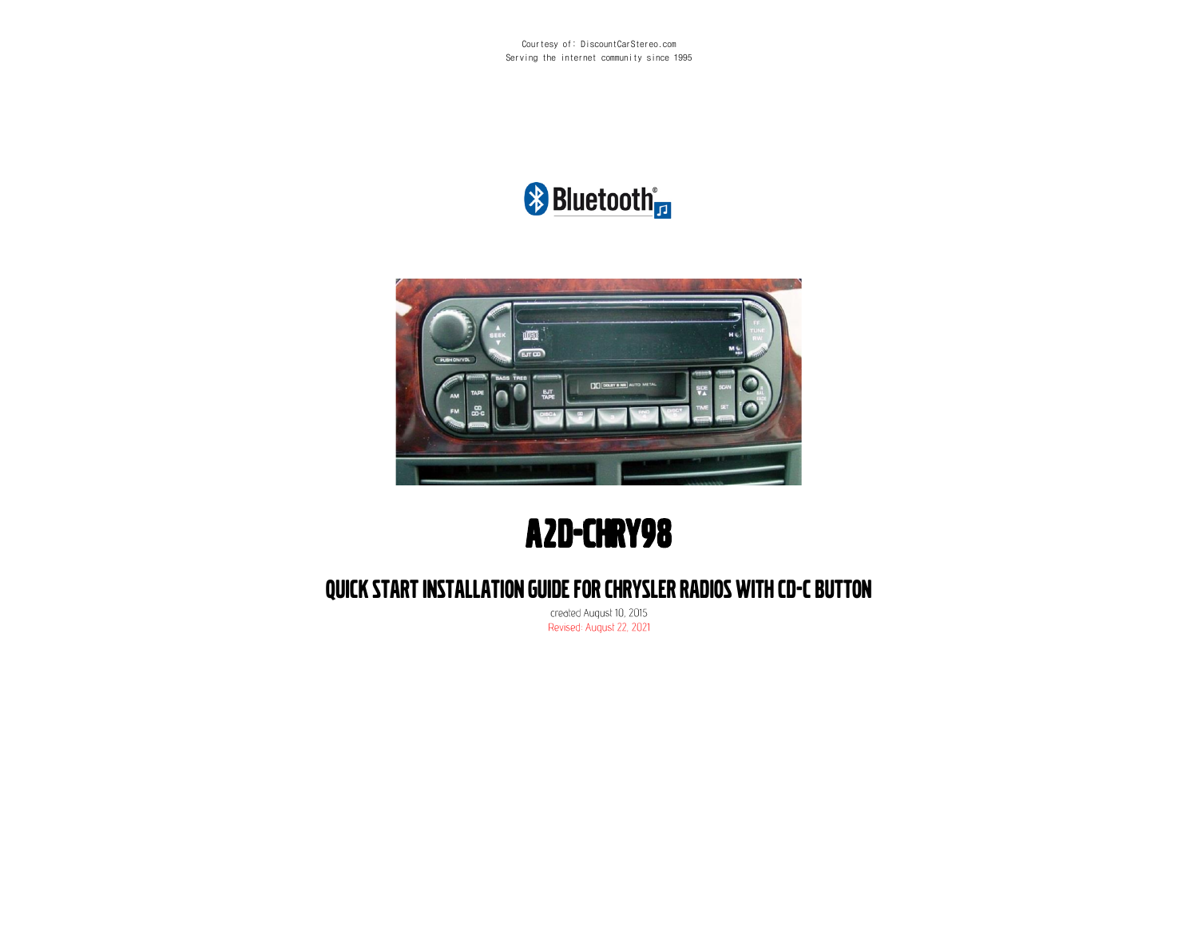Courtesy of: DiscountCarStereo.com
Serving the internet community since 1995

# A2D-CHRY98

## QUICK START INSTALLATION GUIDE FOR CHRYSLER RADIOS WITH CD-C BUTTON

created August 10, 2015
Revised: August 22, 2021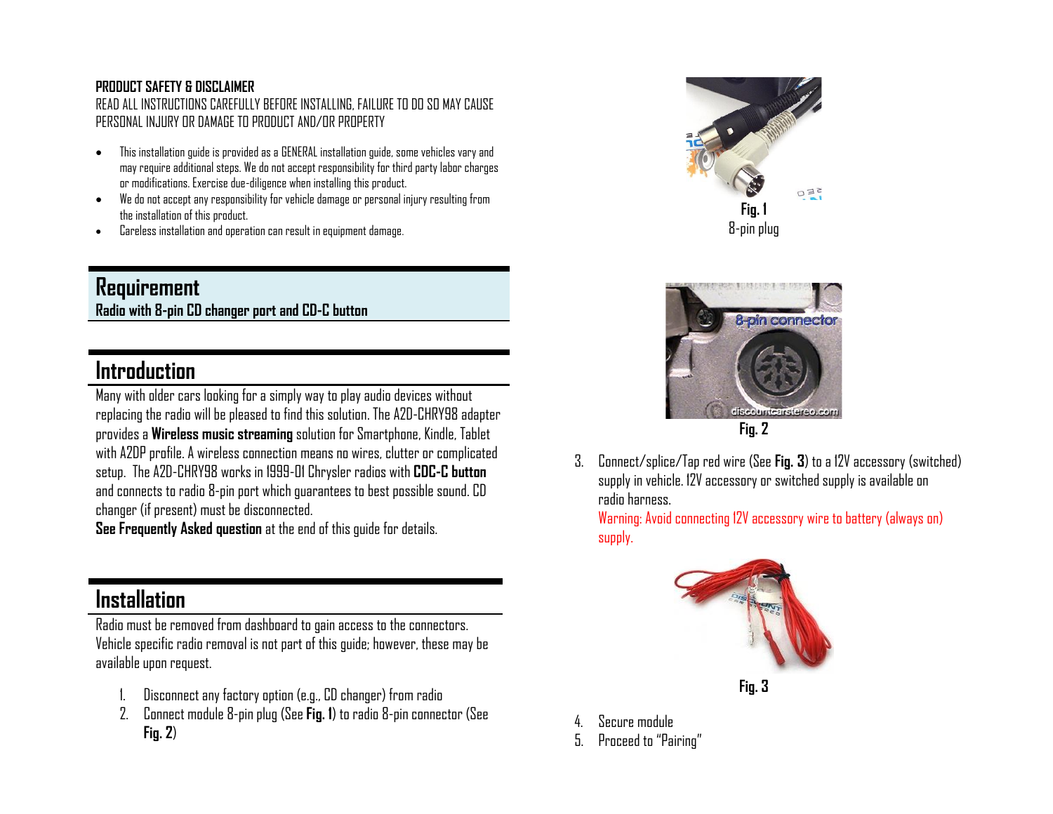**PRODUCT SAFETY & DISCLAIMER**

READ ALL INSTRUCTIONS CAREFULLY BEFORE INSTALLING, FAILURE TO DO SO MAY CAUSE PERSONAL INJURY OR DAMAGE TO PRODUCT AND/OR PROPERTY

- This installation guide is provided as a GENERAL installation guide, some vehicles vary and may require additional steps. We do not accept responsibility for third party labor charges or modifications. Exercise due-diligence when installing this product.
- We do not accept any responsibility for vehicle damage or personal injury resulting from the installation of this product.
- Careless installation and operation can result in equipment damage.

## Requirement

**Radio with 8-pin CD changer port and CD-C button**

## Introduction

Many with older cars looking for a simply way to play audio devices without replacing the radio will be pleased to find this solution. The A2D-CHRY98 adapter provides a **Wireless music streaming** solution for Smartphone, Kindle, Tablet with A2DP profile. A wireless connection means no wires, clutter or complicated setup. The A2D-CHRY98 works in 1999-01 Chrysler radios with **CDC-C button** and connects to radio 8-pin port which guarantees to best possible sound. CD changer (if present) must be disconnected.

**See Frequently Asked question** at the end of this guide for details.

## Installation

Radio must be removed from dashboard to gain access to the connectors. Vehicle specific radio removal is not part of this guide; however, these may be available upon request.

1. Disconnect any factory option (e.g., CD changer) from radio
2. Connect module 8-pin plug (See **Fig. 1**) to radio 8-pin connector (See **Fig. 2**)

**Fig. 1**
8-pin plug

**Fig. 2**

3. Connect/splice/Tap red wire (See **Fig. 3**) to a 12V accessory (switched) supply in vehicle. 12V accessory or switched supply is available on radio harness.
   Warning: Avoid connecting 12V accessory wire to battery (always on) supply.

**Fig. 3**

4. Secure module
5. Proceed to "Pairing"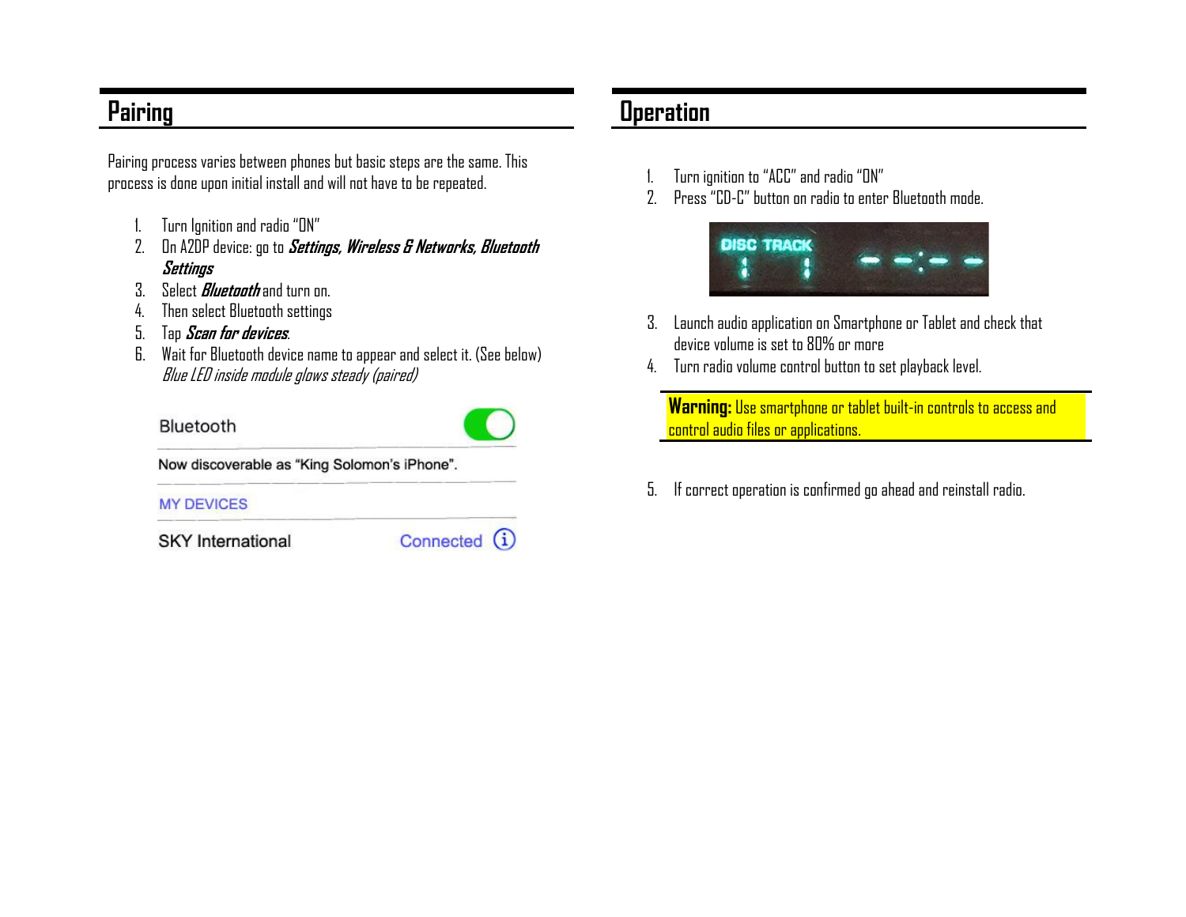## Pairing

Pairing process varies between phones but basic steps are the same. This process is done upon initial install and will not have to be repeated.

1. Turn Ignition and radio "ON"
2. On A2DP device: go to ***Settings, Wireless & Networks, Bluetooth Settings***
3. Select ***Bluetooth*** and turn on.
4. Then select Bluetooth settings
5. Tap ***Scan for devices***.
6. Wait for Bluetooth device name to appear and select it. (See below)
   *Blue LED inside module glows steady (paired)*

## Operation

1. Turn ignition to "ACC" and radio "ON"
2. Press "CD-C" button on radio to enter Bluetooth mode.
3. Launch audio application on Smartphone or Tablet and check that device volume is set to 80% or more
4. Turn radio volume control button to set playback level.

**Warning:** Use smartphone or tablet built-in controls to access and control audio files or applications.

5. If correct operation is confirmed go ahead and reinstall radio.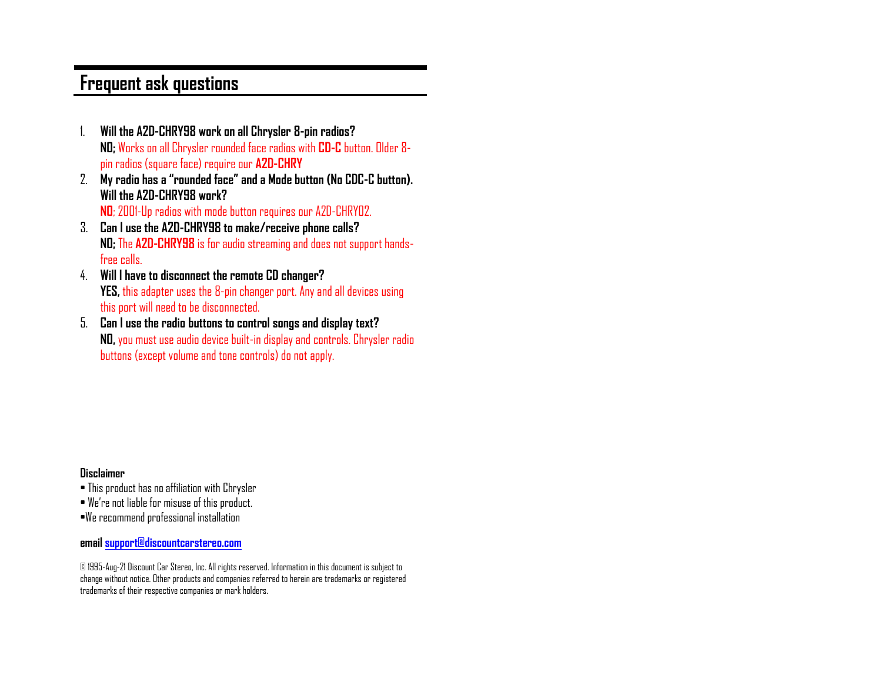## Frequent ask questions

1. **Will the A2D-CHRY98 work on all Chrysler 8-pin radios?**
   **NO;** Works on all Chrysler rounded face radios with **CD-C** button. Older 8-pin radios (square face) require our **A2D-CHRY**
2. **My radio has a "rounded face" and a Mode button (No CDC-C button). Will the A2D-CHRY98 work?**
   **NO**; 2001-Up radios with mode button requires our A2D-CHRY02.
3. **Can I use the A2D-CHRY98 to make/receive phone calls?**
   **NO;** The **A2D-CHRY98** is for audio streaming and does not support hands-free calls.
4. **Will I have to disconnect the remote CD changer?**
   **YES,** this adapter uses the 8-pin changer port. Any and all devices using this port will need to be disconnected.
5. **Can I use the radio buttons to control songs and display text?**
   **NO,** you must use audio device built-in display and controls. Chrysler radio buttons (except volume and tone controls) do not apply.

**Disclaimer**

- This product has no affiliation with Chrysler
- We're not liable for misuse of this product.
- We recommend professional installation

**email support@discountcarstereo.com**

© 1995-Aug-21 Discount Car Stereo, Inc. All rights reserved. Information in this document is subject to change without notice. Other products and companies referred to herein are trademarks or registered trademarks of their respective companies or mark holders.